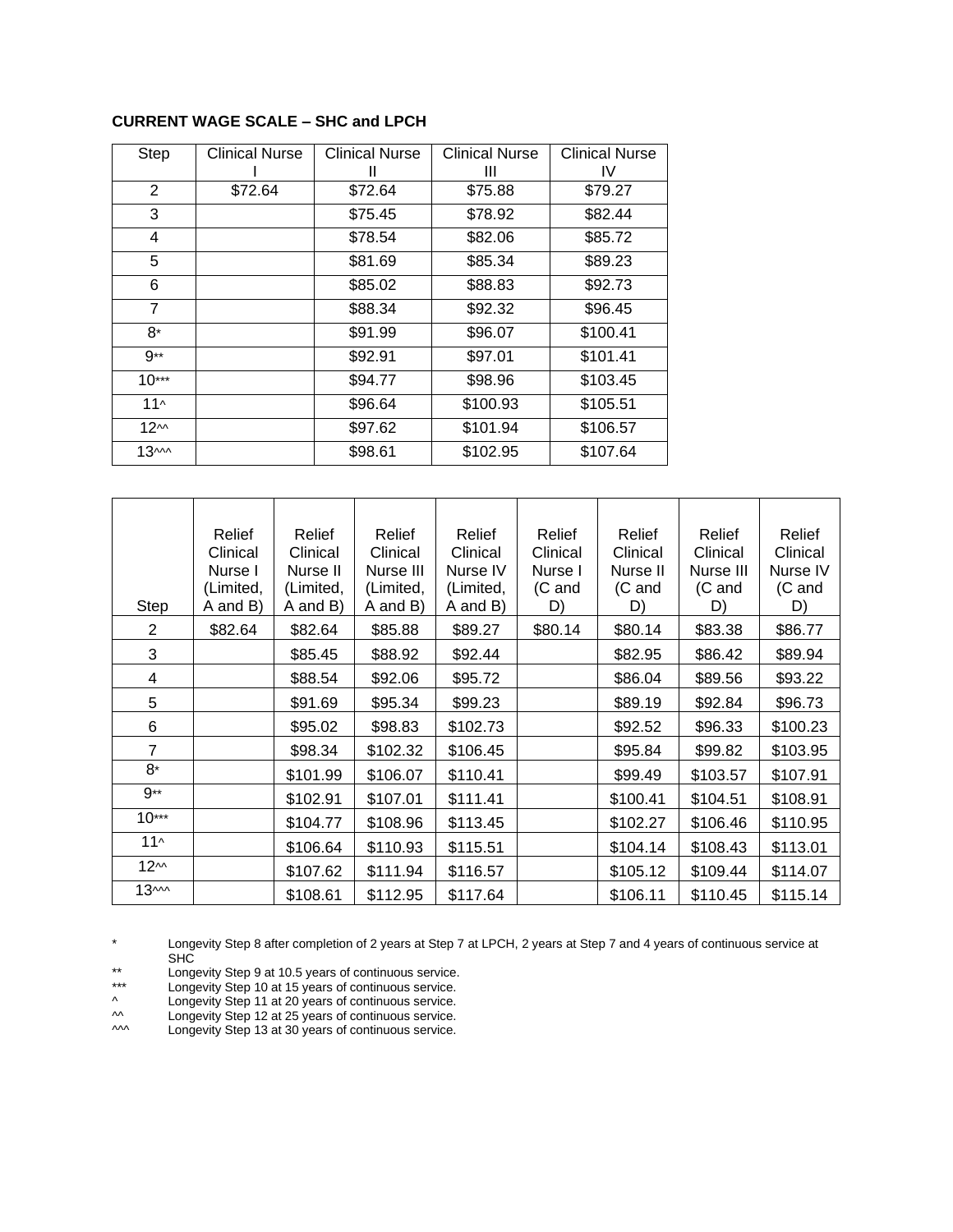**CURRENT WAGE SCALE – SHC and LPCH**

| Step | Clinical Nurse I | Clinical Nurse II | Clinical Nurse III | Clinical Nurse IV |
|---|---|---|---|---|
| 2 | $72.64 | $72.64 | $75.88 | $79.27 |
| 3 | | $75.45 | $78.92 | $82.44 |
| 4 | | $78.54 | $82.06 | $85.72 |
| 5 | | $81.69 | $85.34 | $89.23 |
| 6 | | $85.02 | $88.83 | $92.73 |
| 7 | | $88.34 | $92.32 | $96.45 |
| 8* | | $91.99 | $96.07 | $100.41 |
| 9** | | $92.91 | $97.01 | $101.41 |
| 10*** | | $94.77 | $98.96 | $103.45 |
| 11^ | | $96.64 | $100.93 | $105.51 |
| 12^^ | | $97.62 | $101.94 | $106.57 |
| 13^^^ | | $98.61 | $102.95 | $107.64 |

| Step | Relief Clinical Nurse I (Limited, A and B) | Relief Clinical Nurse II (Limited, A and B) | Relief Clinical Nurse III (Limited, A and B) | Relief Clinical Nurse IV (Limited, A and B) | Relief Clinical Nurse I (C and D) | Relief Clinical Nurse II (C and D) | Relief Clinical Nurse III (C and D) | Relief Clinical Nurse IV (C and D) |
|---|---|---|---|---|---|---|---|---|
| 2 | $82.64 | $82.64 | $85.88 | $89.27 | $80.14 | $80.14 | $83.38 | $86.77 |
| 3 | | $85.45 | $88.92 | $92.44 | | $82.95 | $86.42 | $89.94 |
| 4 | | $88.54 | $92.06 | $95.72 | | $86.04 | $89.56 | $93.22 |
| 5 | | $91.69 | $95.34 | $99.23 | | $89.19 | $92.84 | $96.73 |
| 6 | | $95.02 | $98.83 | $102.73 | | $92.52 | $96.33 | $100.23 |
| 7 | | $98.34 | $102.32 | $106.45 | | $95.84 | $99.82 | $103.95 |
| 8* | | $101.99 | $106.07 | $110.41 | | $99.49 | $103.57 | $107.91 |
| 9** | | $102.91 | $107.01 | $111.41 | | $100.41 | $104.51 | $108.91 |
| 10*** | | $104.77 | $108.96 | $113.45 | | $102.27 | $106.46 | $110.95 |
| 11^ | | $106.64 | $110.93 | $115.51 | | $104.14 | $108.43 | $113.01 |
| 12^^ | | $107.62 | $111.94 | $116.57 | | $105.12 | $109.44 | $114.07 |
| 13^^^ | | $108.61 | $112.95 | $117.64 | | $106.11 | $110.45 | $115.14 |

\* Longevity Step 8 after completion of 2 years at Step 7 at LPCH, 2 years at Step 7 and 4 years of continuous service at SHC

\*\* Longevity Step 9 at 10.5 years of continuous service.

\*\*\* Longevity Step 10 at 15 years of continuous service.

^ Longevity Step 11 at 20 years of continuous service.

^^ Longevity Step 12 at 25 years of continuous service.

^^^ Longevity Step 13 at 30 years of continuous service.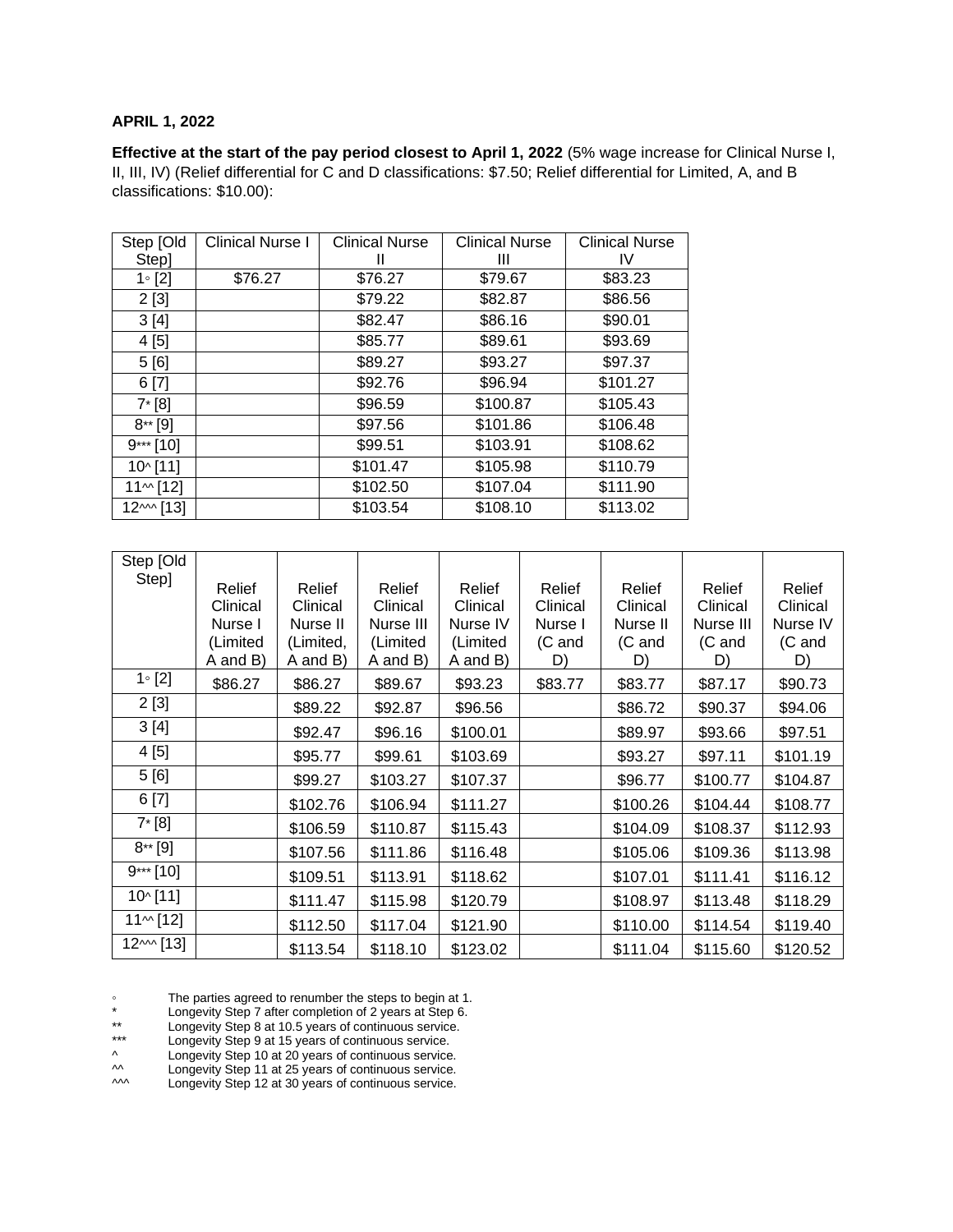**APRIL 1, 2022**

**Effective at the start of the pay period closest to April 1, 2022** (5% wage increase for Clinical Nurse I, II, III, IV) (Relief differential for C and D classifications: $7.50; Relief differential for Limited, A, and B classifications: $10.00):

| Step [Old Step] | Clinical Nurse I | Clinical Nurse II | Clinical Nurse III | Clinical Nurse IV |
|---|---|---|---|---|
| 1◦ [2] | $76.27 | $76.27 | $79.67 | $83.23 |
| 2 [3] | | $79.22 | $82.87 | $86.56 |
| 3 [4] | | $82.47 | $86.16 | $90.01 |
| 4 [5] | | $85.77 | $89.61 | $93.69 |
| 5 [6] | | $89.27 | $93.27 | $97.37 |
| 6 [7] | | $92.76 | $96.94 | $101.27 |
| 7* [8] | | $96.59 | $100.87 | $105.43 |
| 8** [9] | | $97.56 | $101.86 | $106.48 |
| 9*** [10] | | $99.51 | $103.91 | $108.62 |
| 10^ [11] | | $101.47 | $105.98 | $110.79 |
| 11^^ [12] | | $102.50 | $107.04 | $111.90 |
| 12^^^ [13] | | $103.54 | $108.10 | $113.02 |

| Step [Old Step] | Relief Clinical Nurse I (Limited A and B) | Relief Clinical Nurse II (Limited, A and B) | Relief Clinical Nurse III (Limited A and B) | Relief Clinical Nurse IV (Limited A and B) | Relief Clinical Nurse I (C and D) | Relief Clinical Nurse II (C and D) | Relief Clinical Nurse III (C and D) | Relief Clinical Nurse IV (C and D) |
|---|---|---|---|---|---|---|---|---|
| 1◦ [2] | $86.27 | $86.27 | $89.67 | $93.23 | $83.77 | $83.77 | $87.17 | $90.73 |
| 2 [3] | | $89.22 | $92.87 | $96.56 | | $86.72 | $90.37 | $94.06 |
| 3 [4] | | $92.47 | $96.16 | $100.01 | | $89.97 | $93.66 | $97.51 |
| 4 [5] | | $95.77 | $99.61 | $103.69 | | $93.27 | $97.11 | $101.19 |
| 5 [6] | | $99.27 | $103.27 | $107.37 | | $96.77 | $100.77 | $104.87 |
| 6 [7] | | $102.76 | $106.94 | $111.27 | | $100.26 | $104.44 | $108.77 |
| 7* [8] | | $106.59 | $110.87 | $115.43 | | $104.09 | $108.37 | $112.93 |
| 8** [9] | | $107.56 | $111.86 | $116.48 | | $105.06 | $109.36 | $113.98 |
| 9*** [10] | | $109.51 | $113.91 | $118.62 | | $107.01 | $111.41 | $116.12 |
| 10^ [11] | | $111.47 | $115.98 | $120.79 | | $108.97 | $113.48 | $118.29 |
| 11^^ [12] | | $112.50 | $117.04 | $121.90 | | $110.00 | $114.54 | $119.40 |
| 12^^^ [13] | | $113.54 | $118.10 | $123.02 | | $111.04 | $115.60 | $120.52 |

◦ The parties agreed to renumber the steps to begin at 1.
* Longevity Step 7 after completion of 2 years at Step 6.
** Longevity Step 8 at 10.5 years of continuous service.
*** Longevity Step 9 at 15 years of continuous service.
^ Longevity Step 10 at 20 years of continuous service.
^^ Longevity Step 11 at 25 years of continuous service.
^^^ Longevity Step 12 at 30 years of continuous service.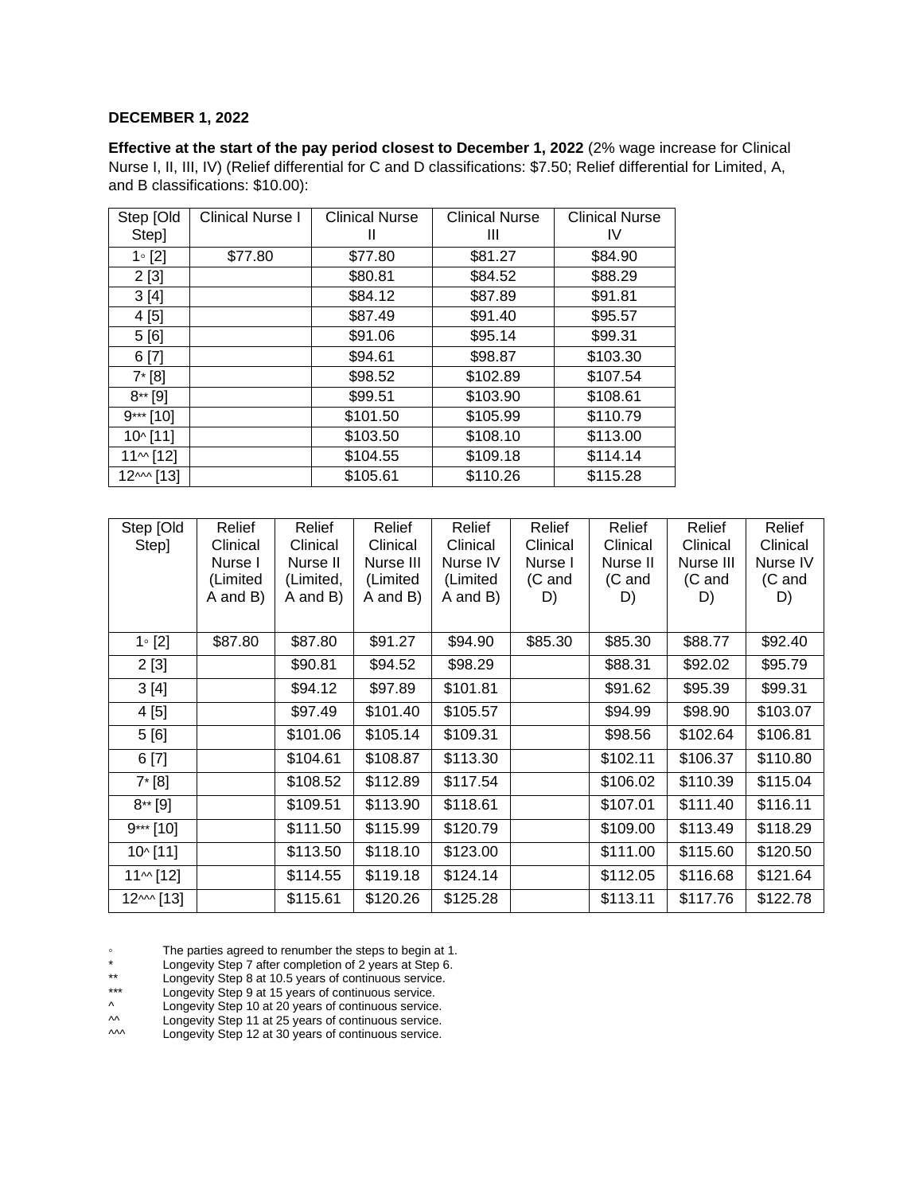**DECEMBER 1, 2022**

**Effective at the start of the pay period closest to December 1, 2022** (2% wage increase for Clinical Nurse I, II, III, IV) (Relief differential for C and D classifications: $7.50; Relief differential for Limited, A, and B classifications: $10.00):

| Step [Old Step] | Clinical Nurse I | Clinical Nurse II | Clinical Nurse III | Clinical Nurse IV |
|---|---|---|---|---|
| 1◦ [2] | $77.80 | $77.80 | $81.27 | $84.90 |
| 2 [3] | | $80.81 | $84.52 | $88.29 |
| 3 [4] | | $84.12 | $87.89 | $91.81 |
| 4 [5] | | $87.49 | $91.40 | $95.57 |
| 5 [6] | | $91.06 | $95.14 | $99.31 |
| 6 [7] | | $94.61 | $98.87 | $103.30 |
| 7* [8] | | $98.52 | $102.89 | $107.54 |
| 8** [9] | | $99.51 | $103.90 | $108.61 |
| 9*** [10] | | $101.50 | $105.99 | $110.79 |
| 10^ [11] | | $103.50 | $108.10 | $113.00 |
| 11^^ [12] | | $104.55 | $109.18 | $114.14 |
| 12^^^ [13] | | $105.61 | $110.26 | $115.28 |

| Step [Old Step] | Relief Clinical Nurse I (Limited A and B) | Relief Clinical Nurse II (Limited, A and B) | Relief Clinical Nurse III (Limited A and B) | Relief Clinical Nurse IV (Limited A and B) | Relief Clinical Nurse I (C and D) | Relief Clinical Nurse II (C and D) | Relief Clinical Nurse III (C and D) | Relief Clinical Nurse IV (C and D) |
|---|---|---|---|---|---|---|---|---|
| 1◦ [2] | $87.80 | $87.80 | $91.27 | $94.90 | $85.30 | $85.30 | $88.77 | $92.40 |
| 2 [3] | | $90.81 | $94.52 | $98.29 | | $88.31 | $92.02 | $95.79 |
| 3 [4] | | $94.12 | $97.89 | $101.81 | | $91.62 | $95.39 | $99.31 |
| 4 [5] | | $97.49 | $101.40 | $105.57 | | $94.99 | $98.90 | $103.07 |
| 5 [6] | | $101.06 | $105.14 | $109.31 | | $98.56 | $102.64 | $106.81 |
| 6 [7] | | $104.61 | $108.87 | $113.30 | | $102.11 | $106.37 | $110.80 |
| 7* [8] | | $108.52 | $112.89 | $117.54 | | $106.02 | $110.39 | $115.04 |
| 8** [9] | | $109.51 | $113.90 | $118.61 | | $107.01 | $111.40 | $116.11 |
| 9*** [10] | | $111.50 | $115.99 | $120.79 | | $109.00 | $113.49 | $118.29 |
| 10^ [11] | | $113.50 | $118.10 | $123.00 | | $111.00 | $115.60 | $120.50 |
| 11^^ [12] | | $114.55 | $119.18 | $124.14 | | $112.05 | $116.68 | $121.64 |
| 12^^^ [13] | | $115.61 | $120.26 | $125.28 | | $113.11 | $117.76 | $122.78 |

◦ The parties agreed to renumber the steps to begin at 1.
* Longevity Step 7 after completion of 2 years at Step 6.
** Longevity Step 8 at 10.5 years of continuous service.
*** Longevity Step 9 at 15 years of continuous service.
^ Longevity Step 10 at 20 years of continuous service.
^^ Longevity Step 11 at 25 years of continuous service.
^^^ Longevity Step 12 at 30 years of continuous service.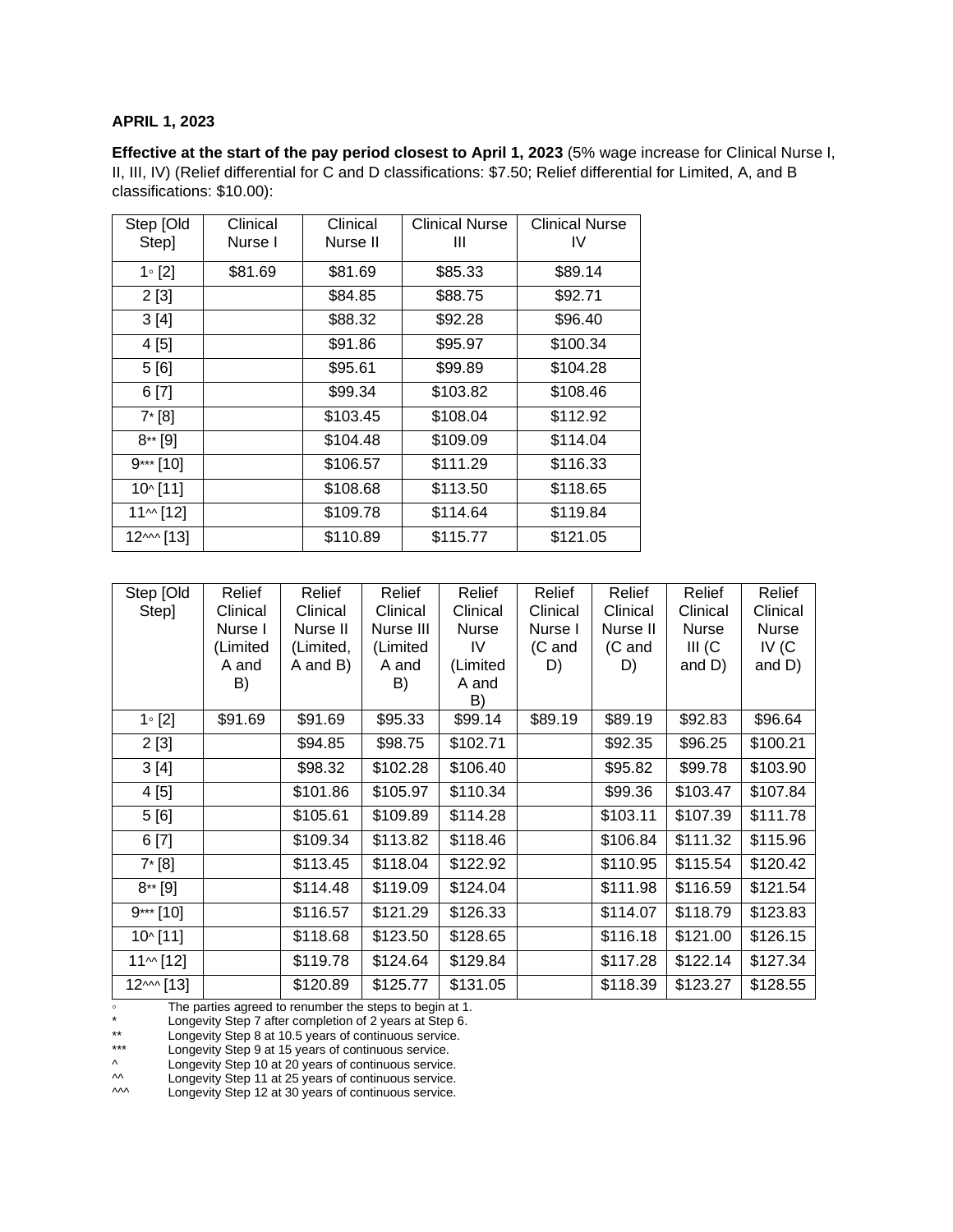**APRIL 1, 2023**

**Effective at the start of the pay period closest to April 1, 2023** (5% wage increase for Clinical Nurse I, II, III, IV) (Relief differential for C and D classifications: $7.50; Relief differential for Limited, A, and B classifications: $10.00):

| Step [Old Step] | Clinical Nurse I | Clinical Nurse II | Clinical Nurse III | Clinical Nurse IV |
|---|---|---|---|---|
| 1◦ [2] | $81.69 | $81.69 | $85.33 | $89.14 |
| 2 [3] | | $84.85 | $88.75 | $92.71 |
| 3 [4] | | $88.32 | $92.28 | $96.40 |
| 4 [5] | | $91.86 | $95.97 | $100.34 |
| 5 [6] | | $95.61 | $99.89 | $104.28 |
| 6 [7] | | $99.34 | $103.82 | $108.46 |
| 7* [8] | | $103.45 | $108.04 | $112.92 |
| 8** [9] | | $104.48 | $109.09 | $114.04 |
| 9*** [10] | | $106.57 | $111.29 | $116.33 |
| 10^ [11] | | $108.68 | $113.50 | $118.65 |
| 11^^ [12] | | $109.78 | $114.64 | $119.84 |
| 12^^^ [13] | | $110.89 | $115.77 | $121.05 |

| Step [Old Step] | Relief Clinical Nurse I (Limited A and B) | Relief Clinical Nurse II (Limited, A and B) | Relief Clinical Nurse III (Limited A and B) | Relief Clinical Nurse IV (Limited A and B) | Relief Clinical Nurse I (C and D) | Relief Clinical Nurse II (C and D) | Relief Clinical Nurse III (C and D) | Relief Clinical Nurse IV (C and D) |
|---|---|---|---|---|---|---|---|---|
| 1◦ [2] | $91.69 | $91.69 | $95.33 | $99.14 | $89.19 | $89.19 | $92.83 | $96.64 |
| 2 [3] | | $94.85 | $98.75 | $102.71 | | $92.35 | $96.25 | $100.21 |
| 3 [4] | | $98.32 | $102.28 | $106.40 | | $95.82 | $99.78 | $103.90 |
| 4 [5] | | $101.86 | $105.97 | $110.34 | | $99.36 | $103.47 | $107.84 |
| 5 [6] | | $105.61 | $109.89 | $114.28 | | $103.11 | $107.39 | $111.78 |
| 6 [7] | | $109.34 | $113.82 | $118.46 | | $106.84 | $111.32 | $115.96 |
| 7* [8] | | $113.45 | $118.04 | $122.92 | | $110.95 | $115.54 | $120.42 |
| 8** [9] | | $114.48 | $119.09 | $124.04 | | $111.98 | $116.59 | $121.54 |
| 9*** [10] | | $116.57 | $121.29 | $126.33 | | $114.07 | $118.79 | $123.83 |
| 10^ [11] | | $118.68 | $123.50 | $128.65 | | $116.18 | $121.00 | $126.15 |
| 11^^ [12] | | $119.78 | $124.64 | $129.84 | | $117.28 | $122.14 | $127.34 |
| 12^^^ [13] | | $120.89 | $125.77 | $131.05 | | $118.39 | $123.27 | $128.55 |

◦ The parties agreed to renumber the steps to begin at 1.
* Longevity Step 7 after completion of 2 years at Step 6.
** Longevity Step 8 at 10.5 years of continuous service.
*** Longevity Step 9 at 15 years of continuous service.
^ Longevity Step 10 at 20 years of continuous service.
^^ Longevity Step 11 at 25 years of continuous service.
^^^ Longevity Step 12 at 30 years of continuous service.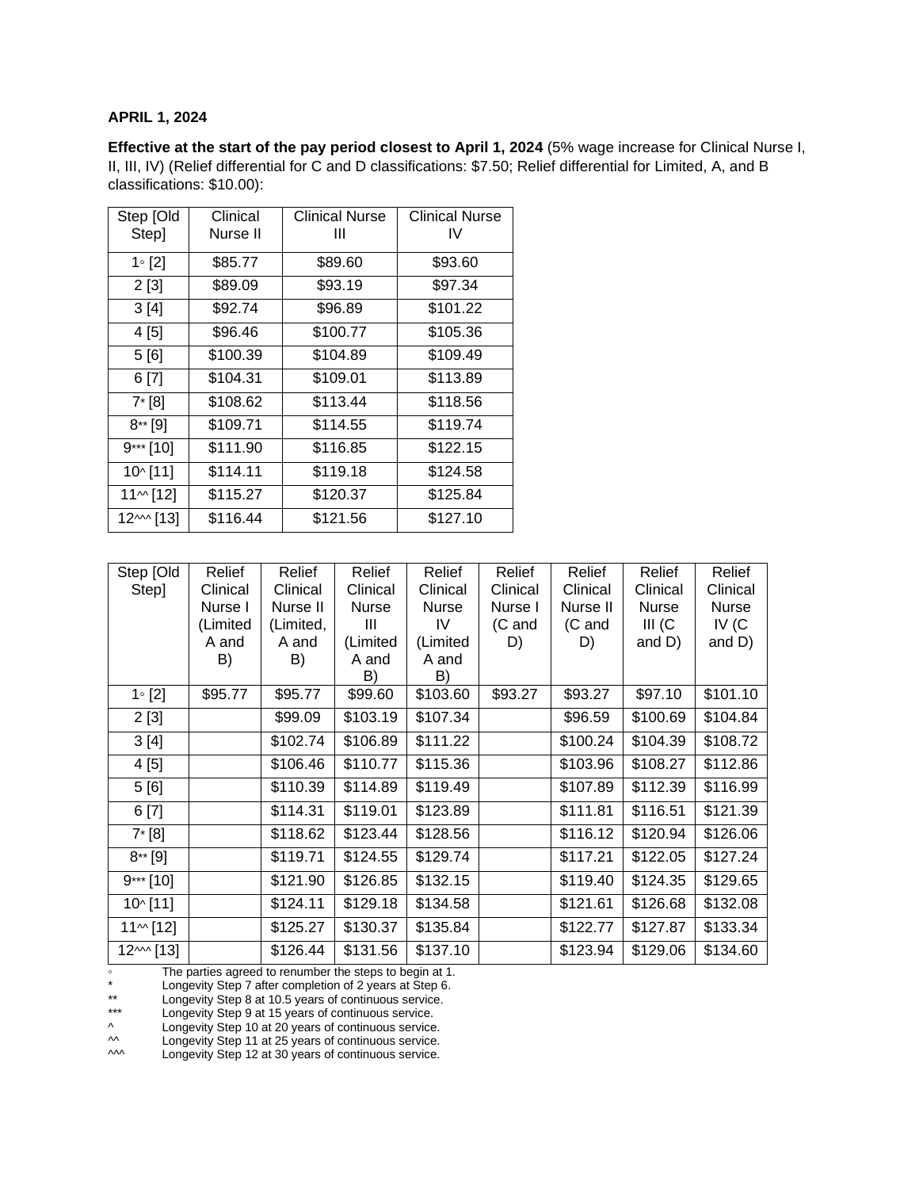**APRIL 1, 2024**

**Effective at the start of the pay period closest to April 1, 2024** (5% wage increase for Clinical Nurse I, II, III, IV) (Relief differential for C and D classifications: $7.50; Relief differential for Limited, A, and B classifications: $10.00):

| Step [Old Step] | Clinical Nurse II | Clinical Nurse III | Clinical Nurse IV |
|---|---|---|---|
| 1◦ [2] | $85.77 | $89.60 | $93.60 |
| 2 [3] | $89.09 | $93.19 | $97.34 |
| 3 [4] | $92.74 | $96.89 | $101.22 |
| 4 [5] | $96.46 | $100.77 | $105.36 |
| 5 [6] | $100.39 | $104.89 | $109.49 |
| 6 [7] | $104.31 | $109.01 | $113.89 |
| 7* [8] | $108.62 | $113.44 | $118.56 |
| 8** [9] | $109.71 | $114.55 | $119.74 |
| 9*** [10] | $111.90 | $116.85 | $122.15 |
| 10^ [11] | $114.11 | $119.18 | $124.58 |
| 11^^ [12] | $115.27 | $120.37 | $125.84 |
| 12^^^ [13] | $116.44 | $121.56 | $127.10 |

| Step [Old Step] | Relief Clinical Nurse I (Limited A and B) | Relief Clinical Nurse II (Limited, A and B) | Relief Clinical Nurse III (Limited A and B) | Relief Clinical Nurse IV (Limited A and B) | Relief Clinical Nurse I (C and D) | Relief Clinical Nurse II (C and D) | Relief Clinical Nurse III (C and D) | Relief Clinical Nurse IV (C and D) |
|---|---|---|---|---|---|---|---|---|
| 1◦ [2] | $95.77 | $95.77 | $99.60 | $103.60 | $93.27 | $93.27 | $97.10 | $101.10 |
| 2 [3] | | $99.09 | $103.19 | $107.34 | | $96.59 | $100.69 | $104.84 |
| 3 [4] | | $102.74 | $106.89 | $111.22 | | $100.24 | $104.39 | $108.72 |
| 4 [5] | | $106.46 | $110.77 | $115.36 | | $103.96 | $108.27 | $112.86 |
| 5 [6] | | $110.39 | $114.89 | $119.49 | | $107.89 | $112.39 | $116.99 |
| 6 [7] | | $114.31 | $119.01 | $123.89 | | $111.81 | $116.51 | $121.39 |
| 7* [8] | | $118.62 | $123.44 | $128.56 | | $116.12 | $120.94 | $126.06 |
| 8** [9] | | $119.71 | $124.55 | $129.74 | | $117.21 | $122.05 | $127.24 |
| 9*** [10] | | $121.90 | $126.85 | $132.15 | | $119.40 | $124.35 | $129.65 |
| 10^ [11] | | $124.11 | $129.18 | $134.58 | | $121.61 | $126.68 | $132.08 |
| 11^^ [12] | | $125.27 | $130.37 | $135.84 | | $122.77 | $127.87 | $133.34 |
| 12^^^ [13] | | $126.44 | $131.56 | $137.10 | | $123.94 | $129.06 | $134.60 |

◦ The parties agreed to renumber the steps to begin at 1.
* Longevity Step 7 after completion of 2 years at Step 6.
** Longevity Step 8 at 10.5 years of continuous service.
*** Longevity Step 9 at 15 years of continuous service.
^ Longevity Step 10 at 20 years of continuous service.
^^ Longevity Step 11 at 25 years of continuous service.
^^^ Longevity Step 12 at 30 years of continuous service.